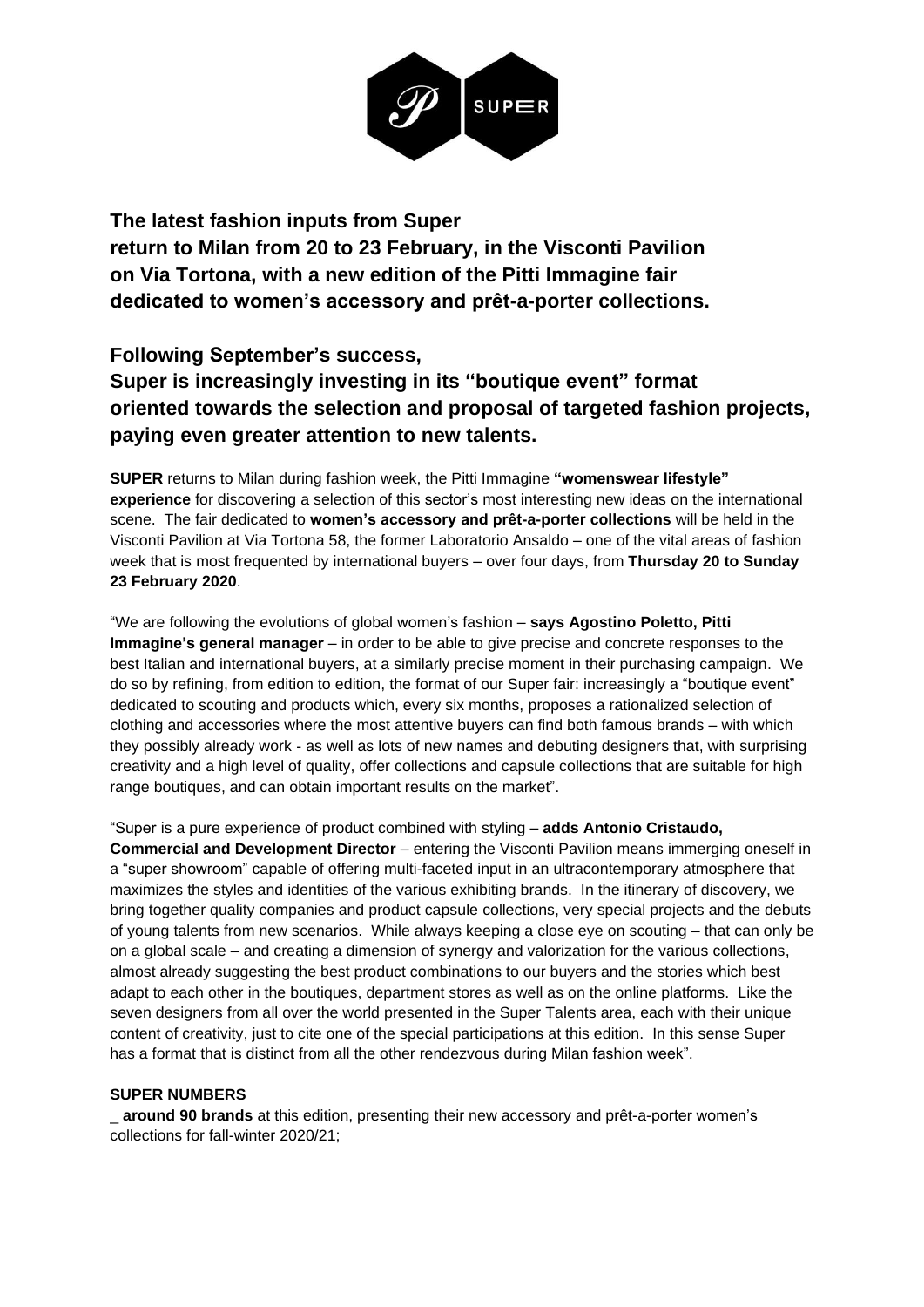**The latest fashion inputs from Super**
**return to Milan from 20 to 23 February, in the Visconti Pavilion on Via Tortona, with a new edition of the Pitti Immagine fair dedicated to women's accessory and prêt-a-porter collections.**

**Following September's success,**
**Super is increasingly investing in its "boutique event" format oriented towards the selection and proposal of targeted fashion projects, paying even greater attention to new talents.**

**SUPER** returns to Milan during fashion week, the Pitti Immagine **"womenswear lifestyle" experience** for discovering a selection of this sector's most interesting new ideas on the international scene. The fair dedicated to **women's accessory and prêt-a-porter collections** will be held in the Visconti Pavilion at Via Tortona 58, the former Laboratorio Ansaldo – one of the vital areas of fashion week that is most frequented by international buyers – over four days, from **Thursday 20 to Sunday 23 February 2020**.

"We are following the evolutions of global women's fashion – **says Agostino Poletto, Pitti Immagine's general manager** – in order to be able to give precise and concrete responses to the best Italian and international buyers, at a similarly precise moment in their purchasing campaign. We do so by refining, from edition to edition, the format of our Super fair: increasingly a "boutique event" dedicated to scouting and products which, every six months, proposes a rationalized selection of clothing and accessories where the most attentive buyers can find both famous brands – with which they possibly already work - as well as lots of new names and debuting designers that, with surprising creativity and a high level of quality, offer collections and capsule collections that are suitable for high range boutiques, and can obtain important results on the market".

"Super is a pure experience of product combined with styling – **adds Antonio Cristaudo, Commercial and Development Director** – entering the Visconti Pavilion means immerging oneself in a "super showroom" capable of offering multi-faceted input in an ultracontemporary atmosphere that maximizes the styles and identities of the various exhibiting brands. In the itinerary of discovery, we bring together quality companies and product capsule collections, very special projects and the debuts of young talents from new scenarios. While always keeping a close eye on scouting – that can only be on a global scale – and creating a dimension of synergy and valorization for the various collections, almost already suggesting the best product combinations to our buyers and the stories which best adapt to each other in the boutiques, department stores as well as on the online platforms. Like the seven designers from all over the world presented in the Super Talents area, each with their unique content of creativity, just to cite one of the special participations at this edition. In this sense Super has a format that is distinct from all the other rendezvous during Milan fashion week".

**SUPER NUMBERS**

_ **around 90 brands** at this edition, presenting their new accessory and prêt-a-porter women's collections for fall-winter 2020/21;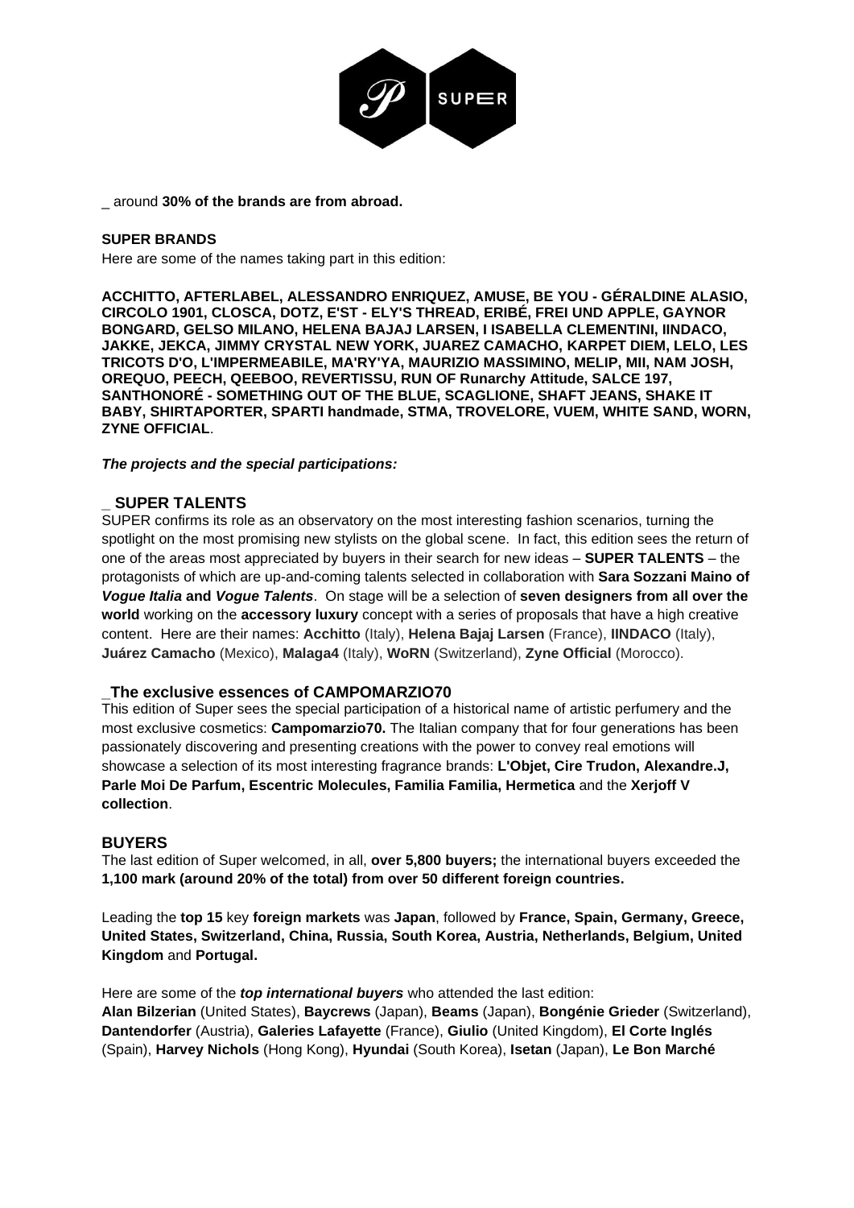_ around **30% of the brands are from abroad.**

**SUPER BRANDS**

Here are some of the names taking part in this edition:

**ACCHITTO, AFTERLABEL, ALESSANDRO ENRIQUEZ, AMUSE, BE YOU - GÉRALDINE ALASIO, CIRCOLO 1901, CLOSCA, DOTZ, E'ST - ELY'S THREAD, ERIBÉ, FREI UND APPLE, GAYNOR BONGARD, GELSO MILANO, HELENA BAJAJ LARSEN, I ISABELLA CLEMENTINI, IINDACO, JAKKE, JEKCA, JIMMY CRYSTAL NEW YORK, JUAREZ CAMACHO, KARPET DIEM, LELO, LES TRICOTS D'O, L'IMPERMEABILE, MA'RY'YA, MAURIZIO MASSIMINO, MELIP, MII, NAM JOSH, OREQUO, PEECH, QEEBOO, REVERTISSU, RUN OF Runarchy Attitude, SALCE 197, SANTHONORÉ - SOMETHING OUT OF THE BLUE, SCAGLIONE, SHAFT JEANS, SHAKE IT BABY, SHIRTAPORTER, SPARTI handmade, STMA, TROVELORE, VUEM, WHITE SAND, WORN, ZYNE OFFICIAL**.

***The projects and the special participations:***

## _ SUPER TALENTS

SUPER confirms its role as an observatory on the most interesting fashion scenarios, turning the spotlight on the most promising new stylists on the global scene. In fact, this edition sees the return of one of the areas most appreciated by buyers in their search for new ideas – **SUPER TALENTS** – the protagonists of which are up-and-coming talents selected in collaboration with **Sara Sozzani Maino of *Vogue Italia* and *Vogue Talents***. On stage will be a selection of **seven designers from all over the world** working on the **accessory luxury** concept with a series of proposals that have a high creative content. Here are their names: **Acchitto** (Italy), **Helena Bajaj Larsen** (France), **IINDACO** (Italy), **Juárez Camacho** (Mexico), **Malaga4** (Italy), **WoRN** (Switzerland), **Zyne Official** (Morocco).

## _The exclusive essences of CAMPOMARZIO70

This edition of Super sees the special participation of a historical name of artistic perfumery and the most exclusive cosmetics: **Campomarzio70.** The Italian company that for four generations has been passionately discovering and presenting creations with the power to convey real emotions will showcase a selection of its most interesting fragrance brands: **L'Objet, Cire Trudon, Alexandre.J, Parle Moi De Parfum, Escentric Molecules, Familia Familia, Hermetica** and the **Xerjoff V collection**.

## BUYERS

The last edition of Super welcomed, in all, **over 5,800 buyers;** the international buyers exceeded the **1,100 mark (around 20% of the total) from over 50 different foreign countries.**

Leading the **top 15** key **foreign markets** was **Japan**, followed by **France, Spain, Germany, Greece, United States, Switzerland, China, Russia, South Korea, Austria, Netherlands, Belgium, United Kingdom** and **Portugal.**

Here are some of the ***top international buyers*** who attended the last edition:
**Alan Bilzerian** (United States), **Baycrews** (Japan), **Beams** (Japan), **Bongénie Grieder** (Switzerland), **Dantendorfer** (Austria), **Galeries Lafayette** (France), **Giulio** (United Kingdom), **El Corte Inglés** (Spain), **Harvey Nichols** (Hong Kong), **Hyundai** (South Korea), **Isetan** (Japan), **Le Bon Marché**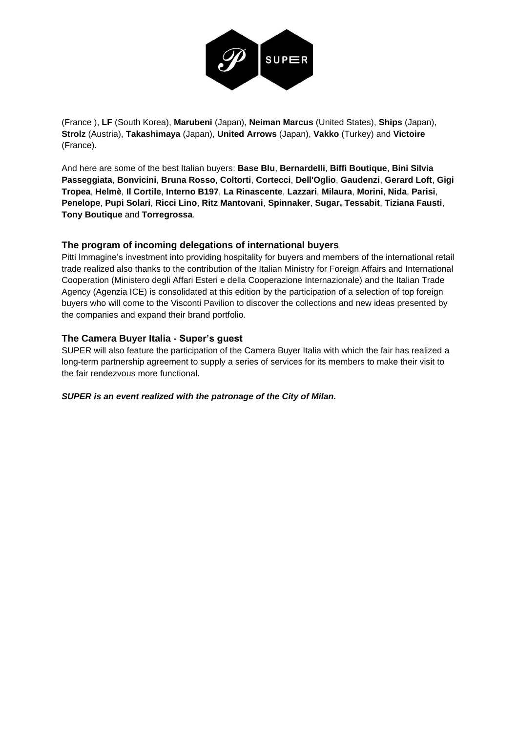(France ), **LF** (South Korea), **Marubeni** (Japan), **Neiman Marcus** (United States), **Ships** (Japan), **Strolz** (Austria), **Takashimaya** (Japan), **United Arrows** (Japan), **Vakko** (Turkey) and **Victoire** (France).

And here are some of the best Italian buyers: **Base Blu**, **Bernardelli**, **Biffi Boutique**, **Bini Silvia Passeggiata**, **Bonvicini**, **Bruna Rosso**, **Coltorti**, **Cortecci**, **Dell'Oglio**, **Gaudenzi**, **Gerard Loft**, **Gigi Tropea**, **Helmè**, **Il Cortile**, **Interno B197**, **La Rinascente**, **Lazzari**, **Milaura**, **Morini**, **Nida**, **Parisi**, **Penelope**, **Pupi Solari**, **Ricci Lino**, **Ritz Mantovani**, **Spinnaker**, **Sugar, Tessabit**, **Tiziana Fausti**, **Tony Boutique** and **Torregrossa**.

### The program of incoming delegations of international buyers

Pitti Immagine's investment into providing hospitality for buyers and members of the international retail trade realized also thanks to the contribution of the Italian Ministry for Foreign Affairs and International Cooperation (Ministero degli Affari Esteri e della Cooperazione Internazionale) and the Italian Trade Agency (Agenzia ICE) is consolidated at this edition by the participation of a selection of top foreign buyers who will come to the Visconti Pavilion to discover the collections and new ideas presented by the companies and expand their brand portfolio.

### The Camera Buyer Italia - Super's guest

SUPER will also feature the participation of the Camera Buyer Italia with which the fair has realized a long-term partnership agreement to supply a series of services for its members to make their visit to the fair rendezvous more functional.

***SUPER is an event realized with the patronage of the City of Milan.***